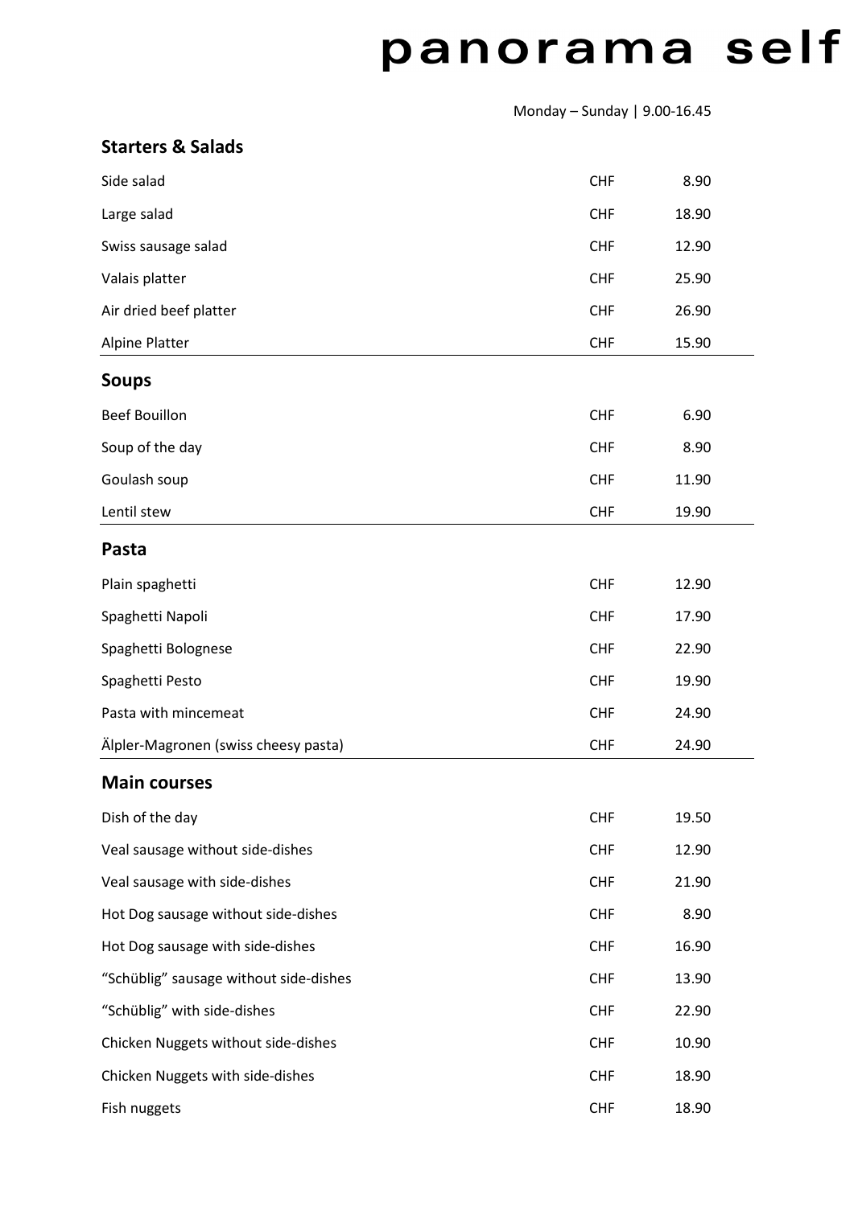# panorama self

Monday – Sunday | 9.00-16.45

## Starters & Salads

| | | |
|---|---|---|
| Side salad | CHF | 8.90 |
| Large salad | CHF | 18.90 |
| Swiss sausage salad | CHF | 12.90 |
| Valais platter | CHF | 25.90 |
| Air dried beef platter | CHF | 26.90 |
| Alpine Platter | CHF | 15.90 |

## Soups

| | | |
|---|---|---|
| Beef Bouillon | CHF | 6.90 |
| Soup of the day | CHF | 8.90 |
| Goulash soup | CHF | 11.90 |
| Lentil stew | CHF | 19.90 |

## Pasta

| | | |
|---|---|---|
| Plain spaghetti | CHF | 12.90 |
| Spaghetti Napoli | CHF | 17.90 |
| Spaghetti Bolognese | CHF | 22.90 |
| Spaghetti Pesto | CHF | 19.90 |
| Pasta with mincemeat | CHF | 24.90 |
| Älpler-Magronen (swiss cheesy pasta) | CHF | 24.90 |

## Main courses

| | | |
|---|---|---|
| Dish of the day | CHF | 19.50 |
| Veal sausage without side-dishes | CHF | 12.90 |
| Veal sausage with side-dishes | CHF | 21.90 |
| Hot Dog sausage without side-dishes | CHF | 8.90 |
| Hot Dog sausage with side-dishes | CHF | 16.90 |
| "Schüblig" sausage without side-dishes | CHF | 13.90 |
| "Schüblig" with side-dishes | CHF | 22.90 |
| Chicken Nuggets without side-dishes | CHF | 10.90 |
| Chicken Nuggets with side-dishes | CHF | 18.90 |
| Fish nuggets | CHF | 18.90 |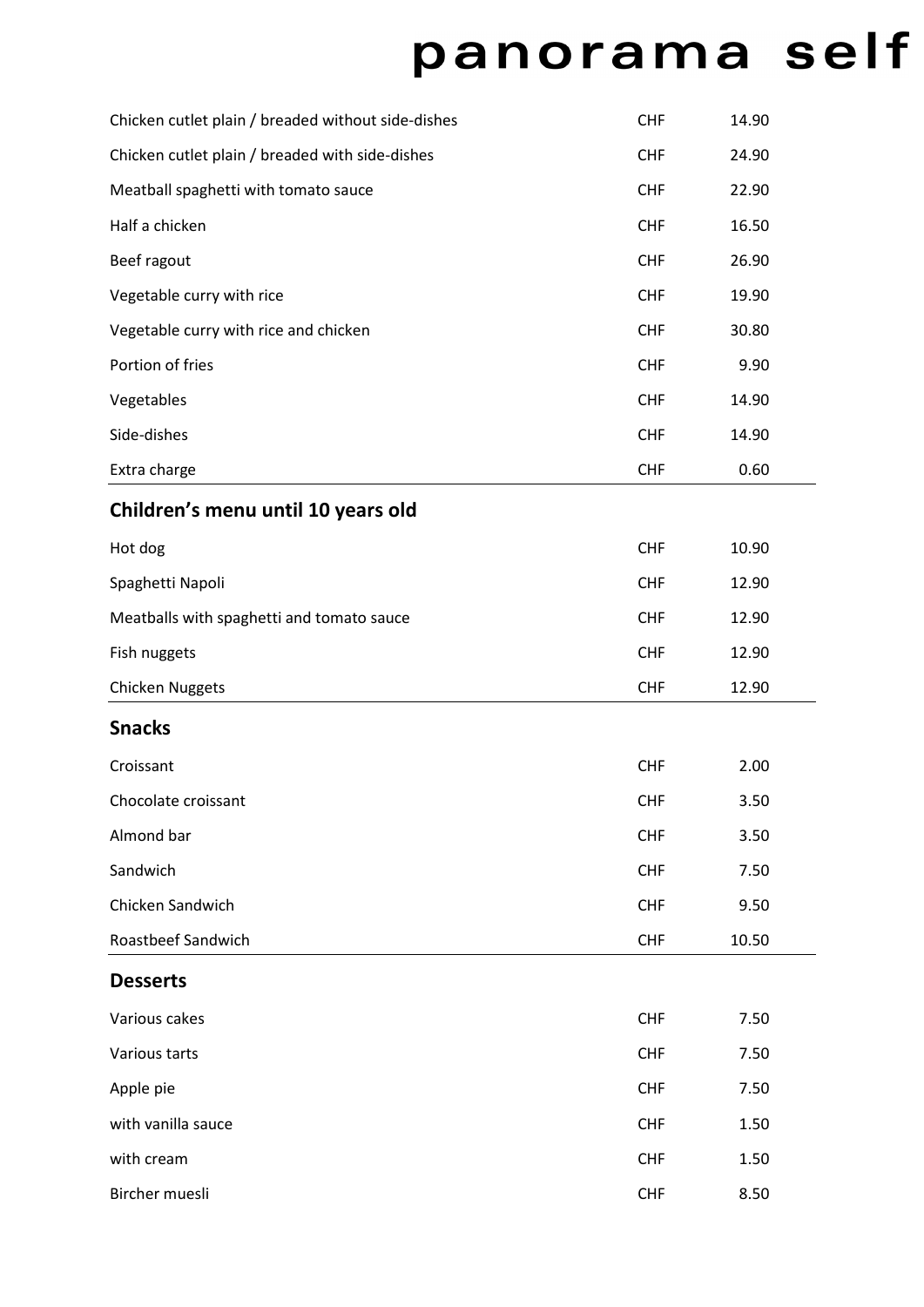# panorama self

| | | |
|---|---|---|
| Chicken cutlet plain / breaded without side-dishes | CHF | 14.90 |
| Chicken cutlet plain / breaded with side-dishes | CHF | 24.90 |
| Meatball spaghetti with tomato sauce | CHF | 22.90 |
| Half a chicken | CHF | 16.50 |
| Beef ragout | CHF | 26.90 |
| Vegetable curry with rice | CHF | 19.90 |
| Vegetable curry with rice and chicken | CHF | 30.80 |
| Portion of fries | CHF | 9.90 |
| Vegetables | CHF | 14.90 |
| Side-dishes | CHF | 14.90 |
| Extra charge | CHF | 0.60 |

## Children's menu until 10 years old

| | | |
|---|---|---|
| Hot dog | CHF | 10.90 |
| Spaghetti Napoli | CHF | 12.90 |
| Meatballs with spaghetti and tomato sauce | CHF | 12.90 |
| Fish nuggets | CHF | 12.90 |
| Chicken Nuggets | CHF | 12.90 |

## Snacks

| | | |
|---|---|---|
| Croissant | CHF | 2.00 |
| Chocolate croissant | CHF | 3.50 |
| Almond bar | CHF | 3.50 |
| Sandwich | CHF | 7.50 |
| Chicken Sandwich | CHF | 9.50 |
| Roastbeef Sandwich | CHF | 10.50 |

## Desserts

| | | |
|---|---|---|
| Various cakes | CHF | 7.50 |
| Various tarts | CHF | 7.50 |
| Apple pie | CHF | 7.50 |
| with vanilla sauce | CHF | 1.50 |
| with cream | CHF | 1.50 |
| Bircher muesli | CHF | 8.50 |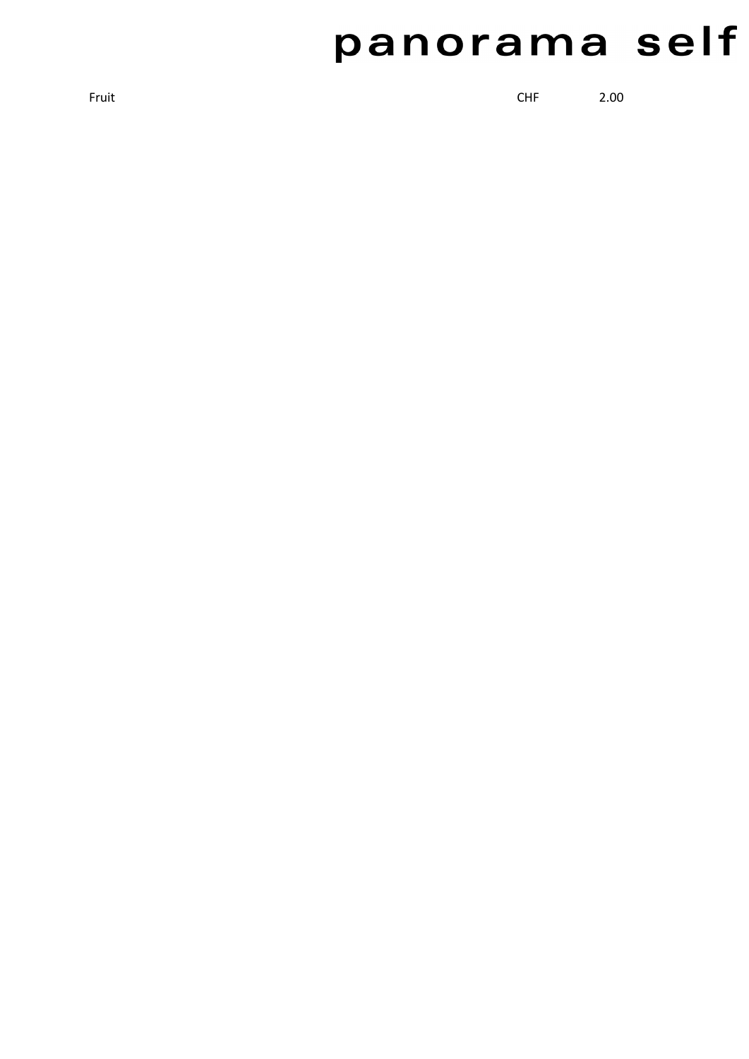# panorama self

| | | |
|---|---|---|
| Fruit | CHF | 2.00 |